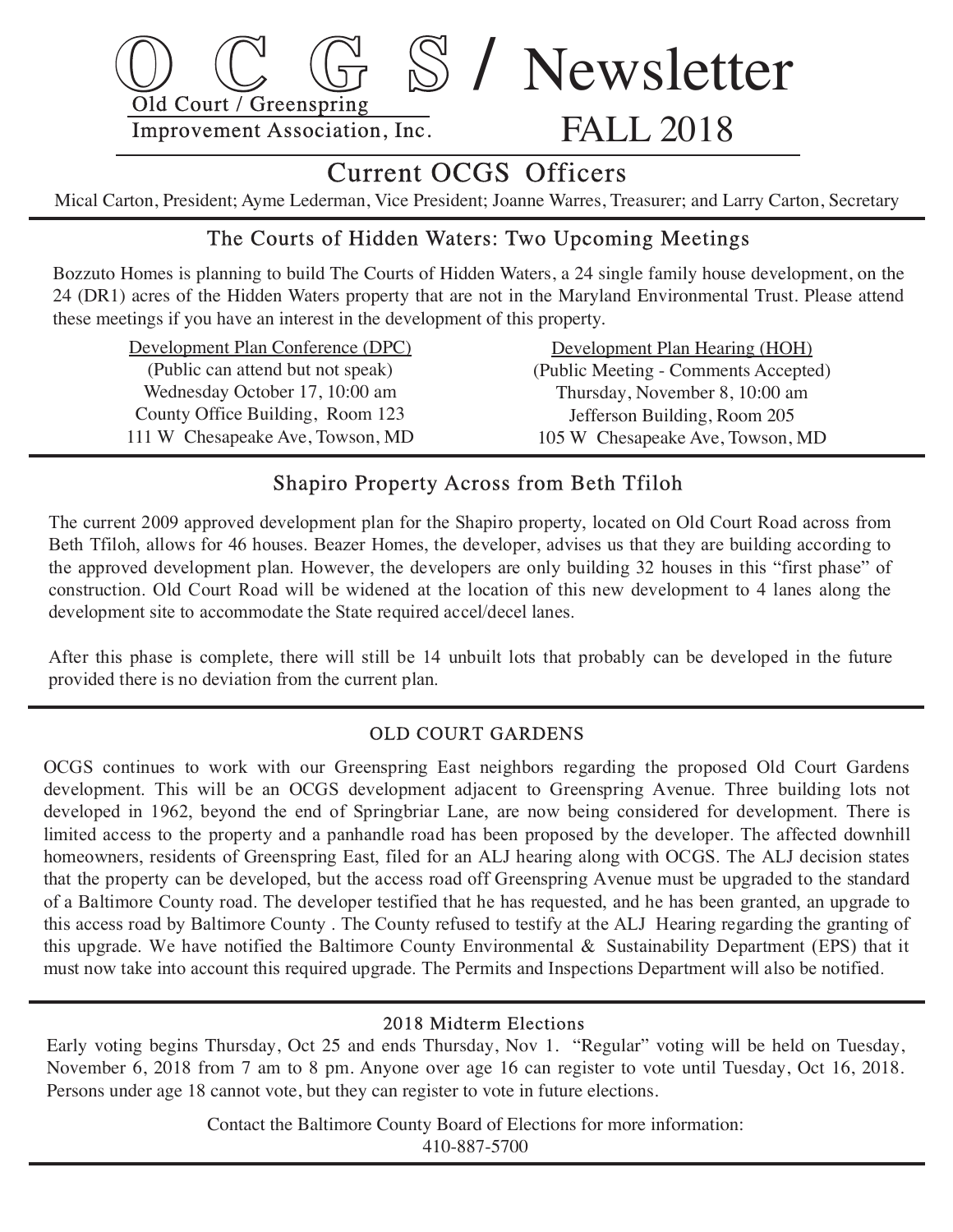# O C G S / Newsletter

Old Court / Greenspring
Improvement Association, Inc.

FALL 2018

## Current OCGS Officers

Mical Carton, President; Ayme Lederman, Vice President; Joanne Warres, Treasurer; and Larry Carton, Secretary

## The Courts of Hidden Waters: Two Upcoming Meetings

Bozzuto Homes is planning to build The Courts of Hidden Waters, a 24 single family house development, on the 24 (DR1) acres of the Hidden Waters property that are not in the Maryland Environmental Trust. Please attend these meetings if you have an interest in the development of this property.

Development Plan Conference (DPC)
(Public can attend but not speak)
Wednesday October 17, 10:00 am
County Office Building, Room 123
111 W Chesapeake Ave, Towson, MD

Development Plan Hearing (HOH)
(Public Meeting - Comments Accepted)
Thursday, November 8, 10:00 am
Jefferson Building, Room 205
105 W Chesapeake Ave, Towson, MD

## Shapiro Property Across from Beth Tfiloh

The current 2009 approved development plan for the Shapiro property, located on Old Court Road across from Beth Tfiloh, allows for 46 houses. Beazer Homes, the developer, advises us that they are building according to the approved development plan. However, the developers are only building 32 houses in this "first phase" of construction. Old Court Road will be widened at the location of this new development to 4 lanes along the development site to accommodate the State required accel/decel lanes.

After this phase is complete, there will still be 14 unbuilt lots that probably can be developed in the future provided there is no deviation from the current plan.

## OLD COURT GARDENS

OCGS continues to work with our Greenspring East neighbors regarding the proposed Old Court Gardens development. This will be an OCGS development adjacent to Greenspring Avenue. Three building lots not developed in 1962, beyond the end of Springbriar Lane, are now being considered for development. There is limited access to the property and a panhandle road has been proposed by the developer. The affected downhill homeowners, residents of Greenspring East, filed for an ALJ hearing along with OCGS. The ALJ decision states that the property can be developed, but the access road off Greenspring Avenue must be upgraded to the standard of a Baltimore County road. The developer testified that he has requested, and he has been granted, an upgrade to this access road by Baltimore County . The County refused to testify at the ALJ Hearing regarding the granting of this upgrade. We have notified the Baltimore County Environmental & Sustainability Department (EPS) that it must now take into account this required upgrade. The Permits and Inspections Department will also be notified.

## 2018 Midterm Elections

Early voting begins Thursday, Oct 25 and ends Thursday, Nov 1. "Regular" voting will be held on Tuesday, November 6, 2018 from 7 am to 8 pm. Anyone over age 16 can register to vote until Tuesday, Oct 16, 2018. Persons under age 18 cannot vote, but they can register to vote in future elections.

Contact the Baltimore County Board of Elections for more information:
410-887-5700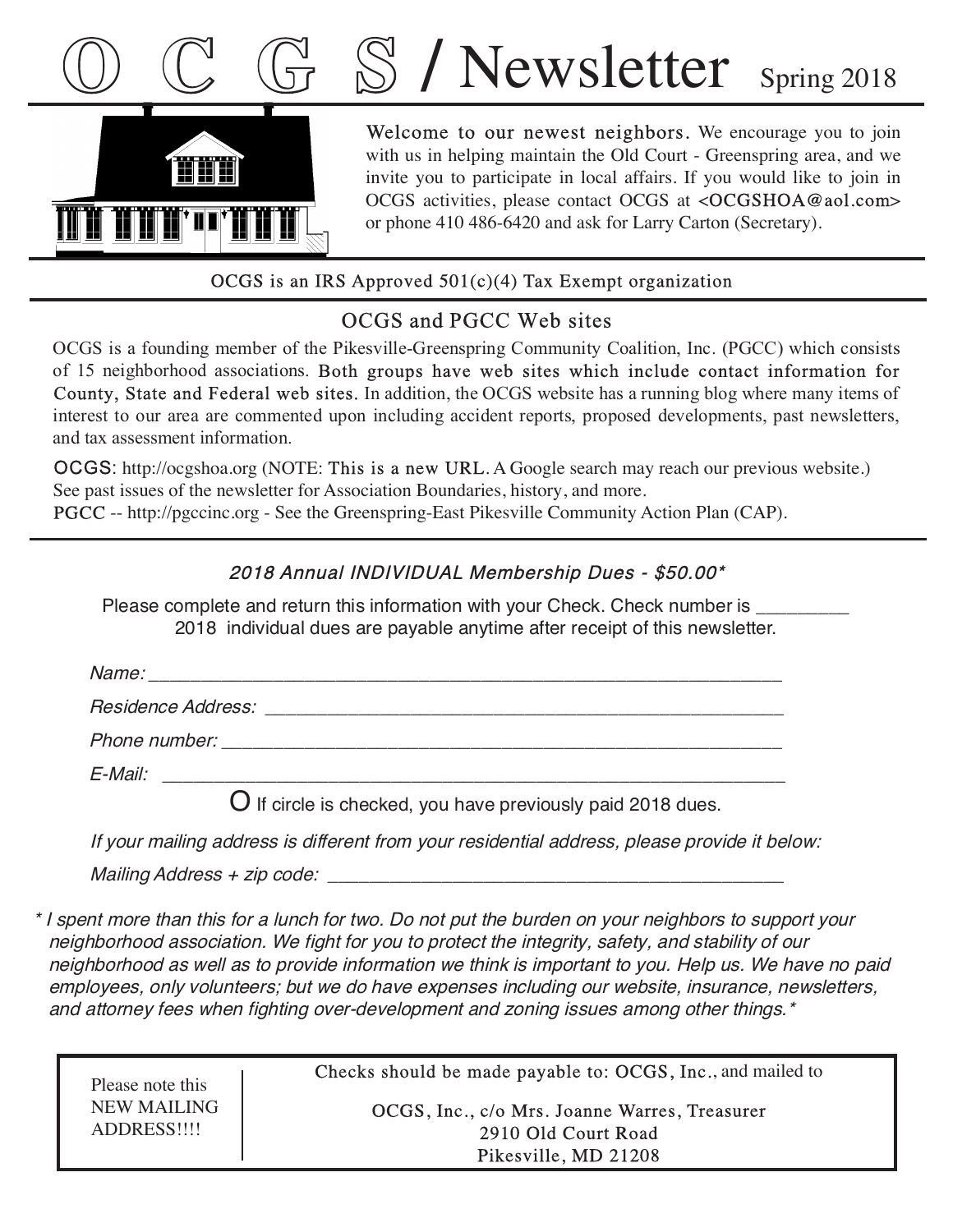# O C G S / Newsletter Spring 2018

**Welcome to our newest neighbors.** We encourage you to join with us in helping maintain the Old Court - Greenspring area, and we invite you to participate in local affairs. If you would like to join in OCGS activities, please contact OCGS at <OCGSHOA@aol.com> or phone 410 486-6420 and ask for Larry Carton (Secretary).

OCGS is an IRS Approved 501(c)(4) Tax Exempt organization

## OCGS and PGCC Web sites

OCGS is a founding member of the Pikesville-Greenspring Community Coalition, Inc. (PGCC) which consists of 15 neighborhood associations. Both groups have web sites which include contact information for County, State and Federal web sites. In addition, the OCGS website has a running blog where many items of interest to our area are commented upon including accident reports, proposed developments, past newsletters, and tax assessment information.

OCGS: http://ocgshoa.org (NOTE: This is a new URL. A Google search may reach our previous website.)
See past issues of the newsletter for Association Boundaries, history, and more.
PGCC -- http://pgccinc.org - See the Greenspring-East Pikesville Community Action Plan (CAP).

### *2018 Annual INDIVIDUAL Membership Dues - $50.00**

Please complete and return this information with your Check. Check number is _________
2018 individual dues are payable anytime after receipt of this newsletter.

*Name:* ________________________________________________________________

*Residence Address:* ______________________________________________________

*Phone number:* _________________________________________________________

*E-Mail:* _______________________________________________________________

O If circle is checked, you have previously paid 2018 dues.

*If your mailing address is different from your residential address, please provide it below:*

*Mailing Address + zip code:* ______________________________________________

*\* I spent more than this for a lunch for two. Do not put the burden on your neighbors to support your neighborhood association. We fight for you to protect the integrity, safety, and stability of our neighborhood as well as to provide information we think is important to you. Help us. We have no paid employees, only volunteers; but we do have expenses including our website, insurance, newsletters, and attorney fees when fighting over-development and zoning issues among other things.**

Please note this NEW MAILING ADDRESS!!!!

Checks should be made payable to: OCGS, Inc., and mailed to

OCGS, Inc., c/o Mrs. Joanne Warres, Treasurer
2910 Old Court Road
Pikesville, MD 21208